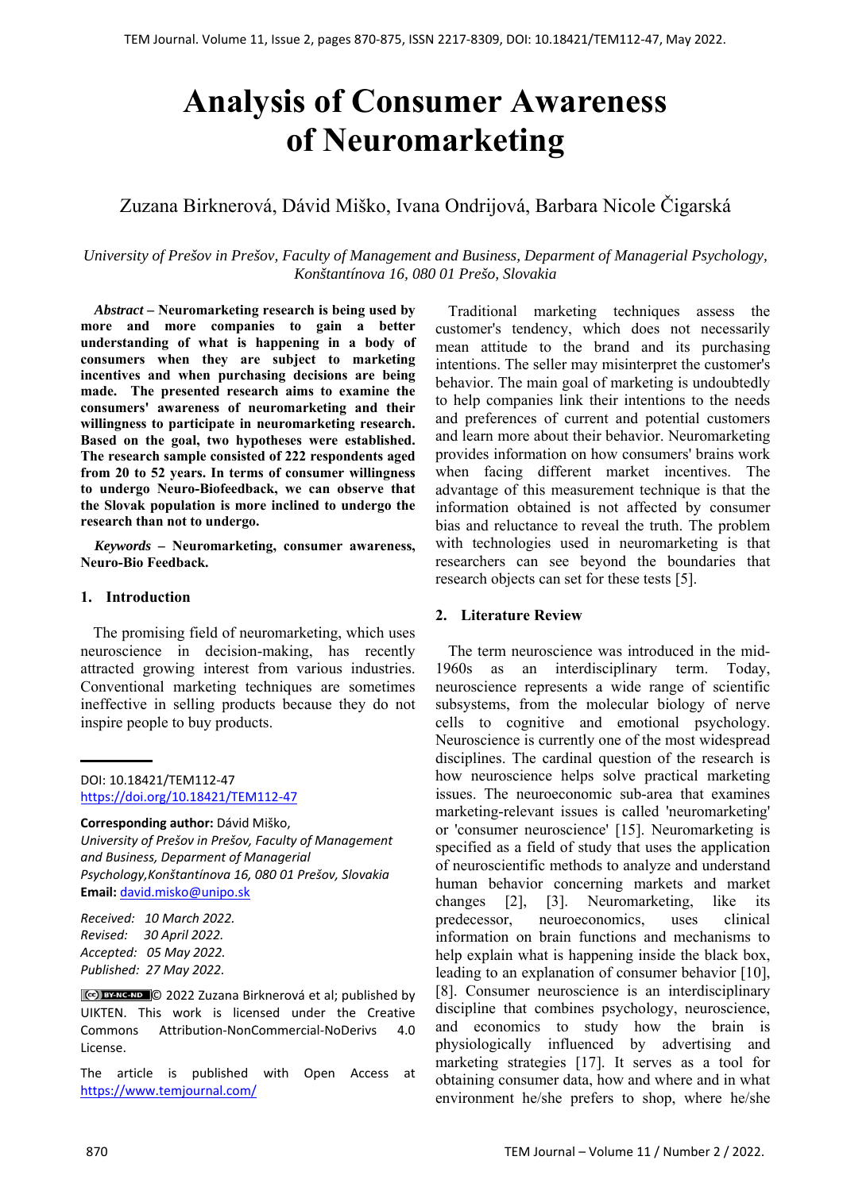# Analysis of Consumer Awareness of Neuromarketing

Zuzana Birknerová, Dávid Miško, Ivana Ondrijová, Barbara Nicole Čigarská

*University of Prešov in Prešov, Faculty of Management and Business, Deparment of Managerial Psychology, Konštantínova 16, 080 01 Prešo, Slovakia*

***Abstract*** **– Neuromarketing research is being used by more and more companies to gain a better understanding of what is happening in a body of consumers when they are subject to marketing incentives and when purchasing decisions are being made. The presented research aims to examine the consumers' awareness of neuromarketing and their willingness to participate in neuromarketing research. Based on the goal, two hypotheses were established. The research sample consisted of 222 respondents aged from 20 to 52 years. In terms of consumer willingness to undergo Neuro-Biofeedback, we can observe that the Slovak population is more inclined to undergo the research than not to undergo.**

***Keywords*** **– Neuromarketing, consumer awareness, Neuro-Bio Feedback.**

## 1. Introduction

The promising field of neuromarketing, which uses neuroscience in decision-making, has recently attracted growing interest from various industries. Conventional marketing techniques are sometimes ineffective in selling products because they do not inspire people to buy products.

DOI: 10.18421/TEM112-47
https://doi.org/10.18421/TEM112-47

**Corresponding author:** Dávid Miško,
*University of Prešov in Prešov, Faculty of Management and Business, Deparment of Managerial Psychology,Konštantínova 16, 080 01 Prešov, Slovakia*
**Email:** david.misko@unipo.sk

*Received: 10 March 2022.*
*Revised: 30 April 2022.*
*Accepted: 05 May 2022.*
*Published: 27 May 2022.*

© 2022 Zuzana Birknerová et al; published by UIKTEN. This work is licensed under the Creative Commons Attribution-NonCommercial-NoDerivs 4.0 License.

The article is published with Open Access at https://www.temjournal.com/

Traditional marketing techniques assess the customer's tendency, which does not necessarily mean attitude to the brand and its purchasing intentions. The seller may misinterpret the customer's behavior. The main goal of marketing is undoubtedly to help companies link their intentions to the needs and preferences of current and potential customers and learn more about their behavior. Neuromarketing provides information on how consumers' brains work when facing different market incentives. The advantage of this measurement technique is that the information obtained is not affected by consumer bias and reluctance to reveal the truth. The problem with technologies used in neuromarketing is that researchers can see beyond the boundaries that research objects can set for these tests [5].

## 2. Literature Review

The term neuroscience was introduced in the mid-1960s as an interdisciplinary term. Today, neuroscience represents a wide range of scientific subsystems, from the molecular biology of nerve cells to cognitive and emotional psychology. Neuroscience is currently one of the most widespread disciplines. The cardinal question of the research is how neuroscience helps solve practical marketing issues. The neuroeconomic sub-area that examines marketing-relevant issues is called 'neuromarketing' or 'consumer neuroscience' [15]. Neuromarketing is specified as a field of study that uses the application of neuroscientific methods to analyze and understand human behavior concerning markets and market changes [2], [3]. Neuromarketing, like its predecessor, neuroeconomics, uses clinical information on brain functions and mechanisms to help explain what is happening inside the black box, leading to an explanation of consumer behavior [10], [8]. Consumer neuroscience is an interdisciplinary discipline that combines psychology, neuroscience, and economics to study how the brain is physiologically influenced by advertising and marketing strategies [17]. It serves as a tool for obtaining consumer data, how and where and in what environment he/she prefers to shop, where he/she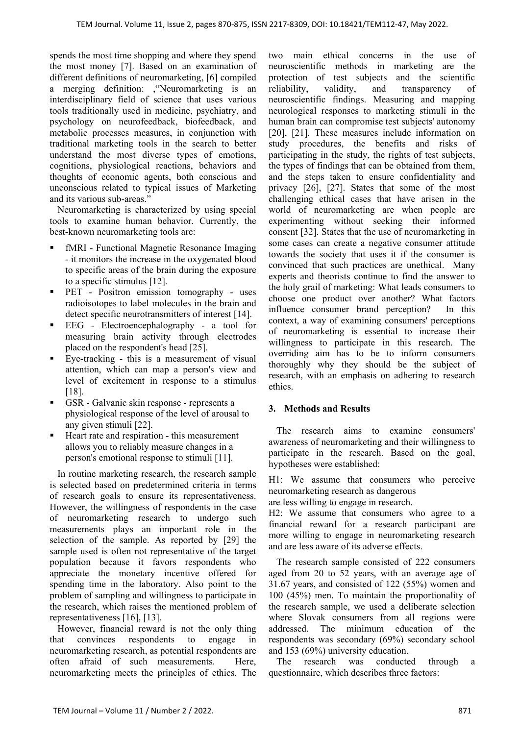spends the most time shopping and where they spend the most money [7]. Based on an examination of different definitions of neuromarketing, [6] compiled a merging definition: ,"Neuromarketing is an interdisciplinary field of science that uses various tools traditionally used in medicine, psychiatry, and psychology on neurofeedback, biofeedback, and metabolic processes measures, in conjunction with traditional marketing tools in the search to better understand the most diverse types of emotions, cognitions, physiological reactions, behaviors and thoughts of economic agents, both conscious and unconscious related to typical issues of Marketing and its various sub-areas."

Neuromarketing is characterized by using special tools to examine human behavior. Currently, the best-known neuromarketing tools are:

- fMRI - Functional Magnetic Resonance Imaging - it monitors the increase in the oxygenated blood to specific areas of the brain during the exposure to a specific stimulus [12].
- PET - Positron emission tomography - uses radioisotopes to label molecules in the brain and detect specific neurotransmitters of interest [14].
- EEG - Electroencephalography - a tool for measuring brain activity through electrodes placed on the respondent's head [25].
- Eye-tracking - this is a measurement of visual attention, which can map a person's view and level of excitement in response to a stimulus [18].
- GSR - Galvanic skin response - represents a physiological response of the level of arousal to any given stimuli [22].
- Heart rate and respiration - this measurement allows you to reliably measure changes in a person's emotional response to stimuli [11].

In routine marketing research, the research sample is selected based on predetermined criteria in terms of research goals to ensure its representativeness. However, the willingness of respondents in the case of neuromarketing research to undergo such measurements plays an important role in the selection of the sample. As reported by [29] the sample used is often not representative of the target population because it favors respondents who appreciate the monetary incentive offered for spending time in the laboratory. Also point to the problem of sampling and willingness to participate in the research, which raises the mentioned problem of representativeness [16], [13].

However, financial reward is not the only thing that convinces respondents to engage in neuromarketing research, as potential respondents are often afraid of such measurements. Here, neuromarketing meets the principles of ethics. The two main ethical concerns in the use of neuroscientific methods in marketing are the protection of test subjects and the scientific reliability, validity, and transparency of neuroscientific findings. Measuring and mapping neurological responses to marketing stimuli in the human brain can compromise test subjects' autonomy [20], [21]. These measures include information on study procedures, the benefits and risks of participating in the study, the rights of test subjects, the types of findings that can be obtained from them, and the steps taken to ensure confidentiality and privacy [26], [27]. States that some of the most challenging ethical cases that have arisen in the world of neuromarketing are when people are experimenting without seeking their informed consent [32]. States that the use of neuromarketing in some cases can create a negative consumer attitude towards the society that uses it if the consumer is convinced that such practices are unethical. Many experts and theorists continue to find the answer to the holy grail of marketing: What leads consumers to choose one product over another? What factors influence consumer brand perception? In this context, a way of examining consumers' perceptions of neuromarketing is essential to increase their willingness to participate in this research. The overriding aim has to be to inform consumers thoroughly why they should be the subject of research, with an emphasis on adhering to research ethics.

## 3. Methods and Results

The research aims to examine consumers' awareness of neuromarketing and their willingness to participate in the research. Based on the goal, hypotheses were established:

H1: We assume that consumers who perceive neuromarketing research as dangerous
are less willing to engage in research.

H2: We assume that consumers who agree to a financial reward for a research participant are more willing to engage in neuromarketing research and are less aware of its adverse effects.

The research sample consisted of 222 consumers aged from 20 to 52 years, with an average age of 31.67 years, and consisted of 122 (55%) women and 100 (45%) men. To maintain the proportionality of the research sample, we used a deliberate selection where Slovak consumers from all regions were addressed. The minimum education of the respondents was secondary (69%) secondary school and 153 (69%) university education.

The research was conducted through a questionnaire, which describes three factors: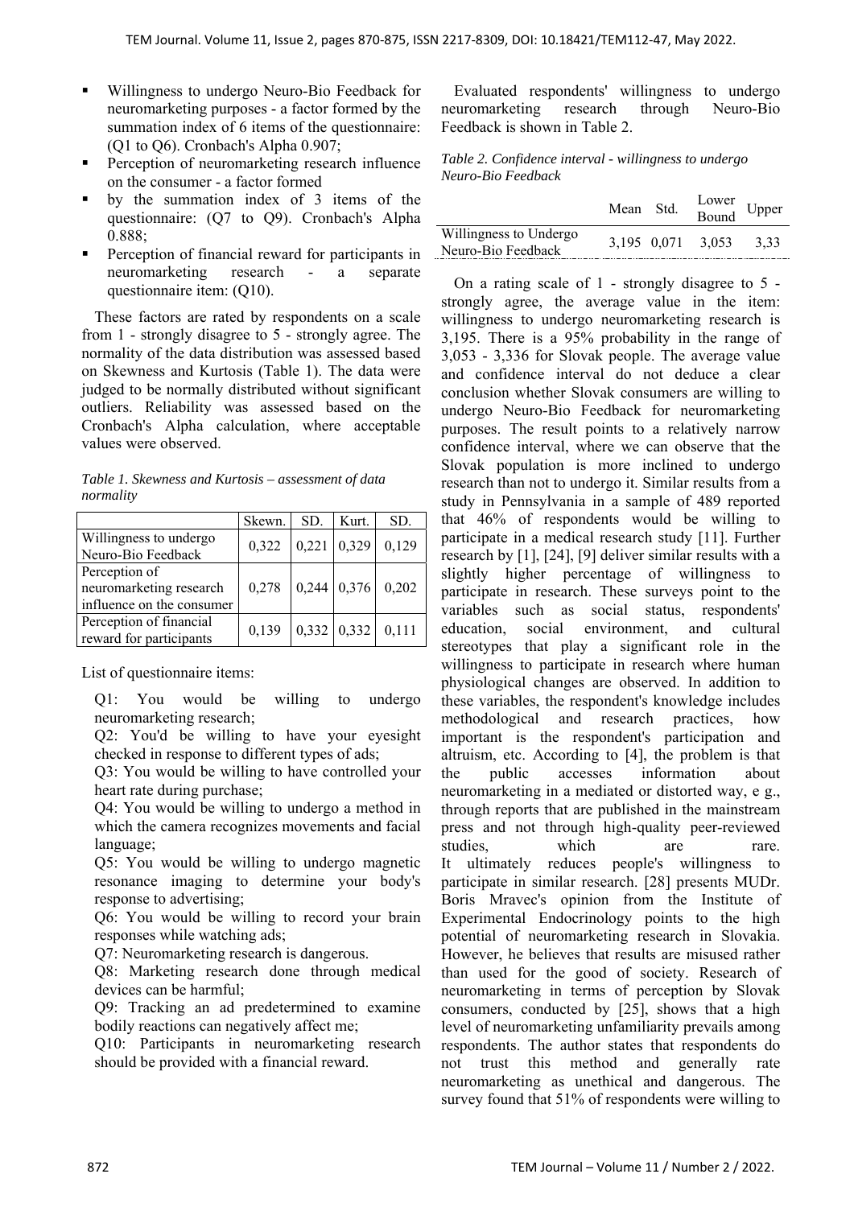- Willingness to undergo Neuro-Bio Feedback for neuromarketing purposes - a factor formed by the summation index of 6 items of the questionnaire: (Q1 to Q6). Cronbach's Alpha 0.907;
- Perception of neuromarketing research influence on the consumer - a factor formed
- by the summation index of 3 items of the questionnaire: (Q7 to Q9). Cronbach's Alpha 0.888;
- Perception of financial reward for participants in neuromarketing research - a separate questionnaire item: (Q10).

These factors are rated by respondents on a scale from 1 - strongly disagree to 5 - strongly agree. The normality of the data distribution was assessed based on Skewness and Kurtosis (Table 1). The data were judged to be normally distributed without significant outliers. Reliability was assessed based on the Cronbach's Alpha calculation, where acceptable values were observed.

*Table 1. Skewness and Kurtosis – assessment of data normality*

| | Skewn. | SD. | Kurt. | SD. |
|---|---|---|---|---|
| Willingness to undergo Neuro-Bio Feedback | 0,322 | 0,221 | 0,329 | 0,129 |
| Perception of neuromarketing research influence on the consumer | 0,278 | 0,244 | 0,376 | 0,202 |
| Perception of financial reward for participants | 0,139 | 0,332 | 0,332 | 0,111 |

List of questionnaire items:

Q1: You would be willing to undergo neuromarketing research;

Q2: You'd be willing to have your eyesight checked in response to different types of ads;

Q3: You would be willing to have controlled your heart rate during purchase;

Q4: You would be willing to undergo a method in which the camera recognizes movements and facial language;

Q5: You would be willing to undergo magnetic resonance imaging to determine your body's response to advertising;

Q6: You would be willing to record your brain responses while watching ads;

Q7: Neuromarketing research is dangerous.

Q8: Marketing research done through medical devices can be harmful;

Q9: Tracking an ad predetermined to examine bodily reactions can negatively affect me;

Q10: Participants in neuromarketing research should be provided with a financial reward.

Evaluated respondents' willingness to undergo neuromarketing research through Neuro-Bio Feedback is shown in Table 2.

*Table 2. Confidence interval - willingness to undergo Neuro-Bio Feedback*

| | Mean | Std. | Lower Bound | Upper |
|---|---|---|---|---|
| Willingness to Undergo Neuro-Bio Feedback | 3,195 | 0,071 | 3,053 | 3,33 |

On a rating scale of 1 - strongly disagree to 5 - strongly agree, the average value in the item: willingness to undergo neuromarketing research is 3,195. There is a 95% probability in the range of 3,053 - 3,336 for Slovak people. The average value and confidence interval do not deduce a clear conclusion whether Slovak consumers are willing to undergo Neuro-Bio Feedback for neuromarketing purposes. The result points to a relatively narrow confidence interval, where we can observe that the Slovak population is more inclined to undergo research than not to undergo it. Similar results from a study in Pennsylvania in a sample of 489 reported that 46% of respondents would be willing to participate in a medical research study [11]. Further research by [1], [24], [9] deliver similar results with a slightly higher percentage of willingness to participate in research. These surveys point to the variables such as social status, respondents' education, social environment, and cultural stereotypes that play a significant role in the willingness to participate in research where human physiological changes are observed. In addition to these variables, the respondent's knowledge includes methodological and research practices, how important is the respondent's participation and altruism, etc. According to [4], the problem is that the public accesses information about neuromarketing in a mediated or distorted way, e g., through reports that are published in the mainstream press and not through high-quality peer-reviewed studies, which are rare. It ultimately reduces people's willingness to participate in similar research. [28] presents MUDr. Boris Mravec's opinion from the Institute of Experimental Endocrinology points to the high potential of neuromarketing research in Slovakia. However, he believes that results are misused rather than used for the good of society. Research of neuromarketing in terms of perception by Slovak consumers, conducted by [25], shows that a high level of neuromarketing unfamiliarity prevails among respondents. The author states that respondents do not trust this method and generally rate neuromarketing as unethical and dangerous. The survey found that 51% of respondents were willing to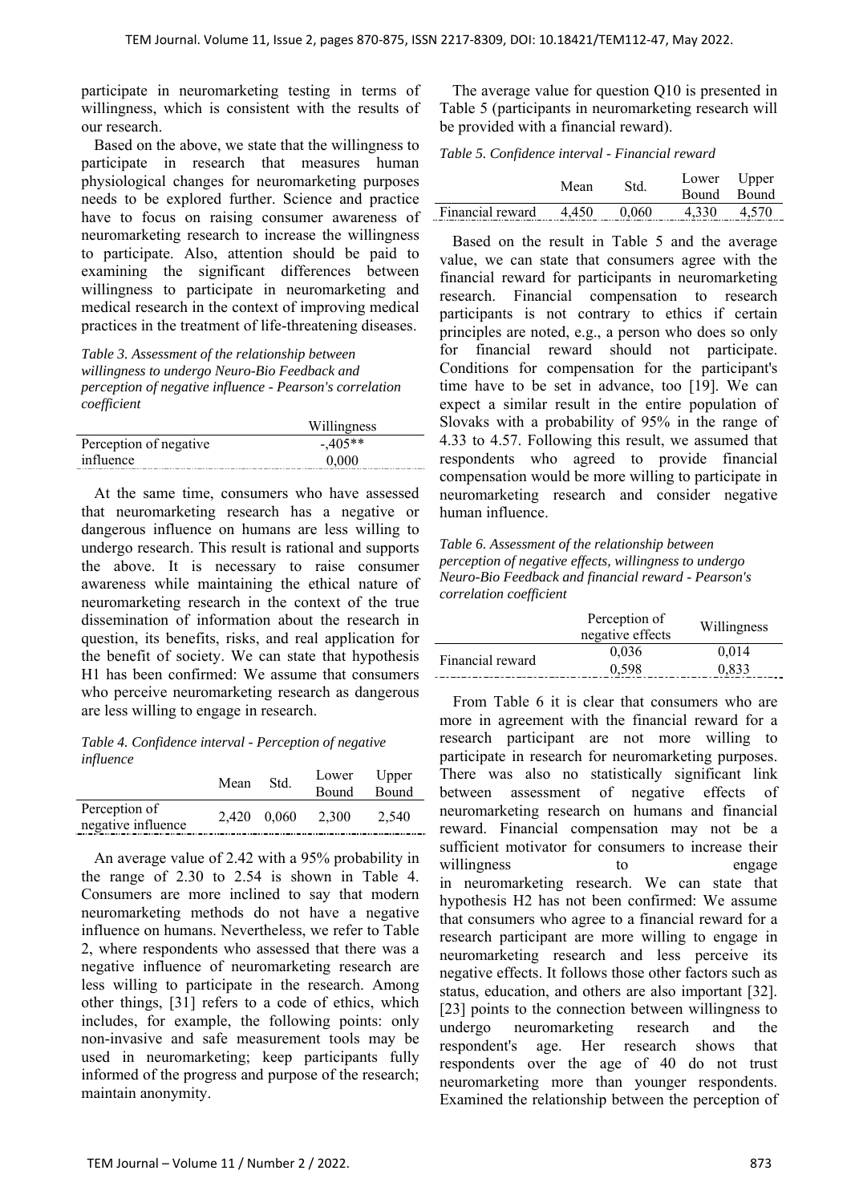participate in neuromarketing testing in terms of willingness, which is consistent with the results of our research.

Based on the above, we state that the willingness to participate in research that measures human physiological changes for neuromarketing purposes needs to be explored further. Science and practice have to focus on raising consumer awareness of neuromarketing research to increase the willingness to participate. Also, attention should be paid to examining the significant differences between willingness to participate in neuromarketing and medical research in the context of improving medical practices in the treatment of life-threatening diseases.

*Table 3. Assessment of the relationship between willingness to undergo Neuro-Bio Feedback and perception of negative influence - Pearson's correlation coefficient*

| | Willingness |
|---|---|
| Perception of negative influence | -,405** |
| | 0,000 |

At the same time, consumers who have assessed that neuromarketing research has a negative or dangerous influence on humans are less willing to undergo research. This result is rational and supports the above. It is necessary to raise consumer awareness while maintaining the ethical nature of neuromarketing research in the context of the true dissemination of information about the research in question, its benefits, risks, and real application for the benefit of society. We can state that hypothesis H1 has been confirmed: We assume that consumers who perceive neuromarketing research as dangerous are less willing to engage in research.

*Table 4. Confidence interval - Perception of negative influence*

| | Mean | Std. | Lower Bound | Upper Bound |
|---|---|---|---|---|
| Perception of negative influence | 2,420 | 0,060 | 2,300 | 2,540 |

An average value of 2.42 with a 95% probability in the range of 2.30 to 2.54 is shown in Table 4. Consumers are more inclined to say that modern neuromarketing methods do not have a negative influence on humans. Nevertheless, we refer to Table 2, where respondents who assessed that there was a negative influence of neuromarketing research are less willing to participate in the research. Among other things, [31] refers to a code of ethics, which includes, for example, the following points: only non-invasive and safe measurement tools may be used in neuromarketing; keep participants fully informed of the progress and purpose of the research; maintain anonymity.

The average value for question Q10 is presented in Table 5 (participants in neuromarketing research will be provided with a financial reward).

*Table 5. Confidence interval - Financial reward*

| | Mean | Std. | Lower Bound | Upper Bound |
|---|---|---|---|---|
| Financial reward | 4,450 | 0,060 | 4,330 | 4,570 |

Based on the result in Table 5 and the average value, we can state that consumers agree with the financial reward for participants in neuromarketing research. Financial compensation to research participants is not contrary to ethics if certain principles are noted, e.g., a person who does so only for financial reward should not participate. Conditions for compensation for the participant's time have to be set in advance, too [19]. We can expect a similar result in the entire population of Slovaks with a probability of 95% in the range of 4.33 to 4.57. Following this result, we assumed that respondents who agreed to provide financial compensation would be more willing to participate in neuromarketing research and consider negative human influence.

*Table 6. Assessment of the relationship between perception of negative effects, willingness to undergo Neuro-Bio Feedback and financial reward - Pearson's correlation coefficient*

| | Perception of negative effects | Willingness |
|---|---|---|
| Financial reward | 0,036 | 0,014 |
| | 0,598 | 0,833 |

From Table 6 it is clear that consumers who are more in agreement with the financial reward for a research participant are not more willing to participate in research for neuromarketing purposes. There was also no statistically significant link between assessment of negative effects of neuromarketing research on humans and financial reward. Financial compensation may not be a sufficient motivator for consumers to increase their willingness to engage in neuromarketing research. We can state that hypothesis H2 has not been confirmed: We assume that consumers who agree to a financial reward for a research participant are more willing to engage in neuromarketing research and less perceive its negative effects. It follows those other factors such as status, education, and others are also important [32]. [23] points to the connection between willingness to undergo neuromarketing research and the respondent's age. Her research shows that respondents over the age of 40 do not trust neuromarketing more than younger respondents. Examined the relationship between the perception of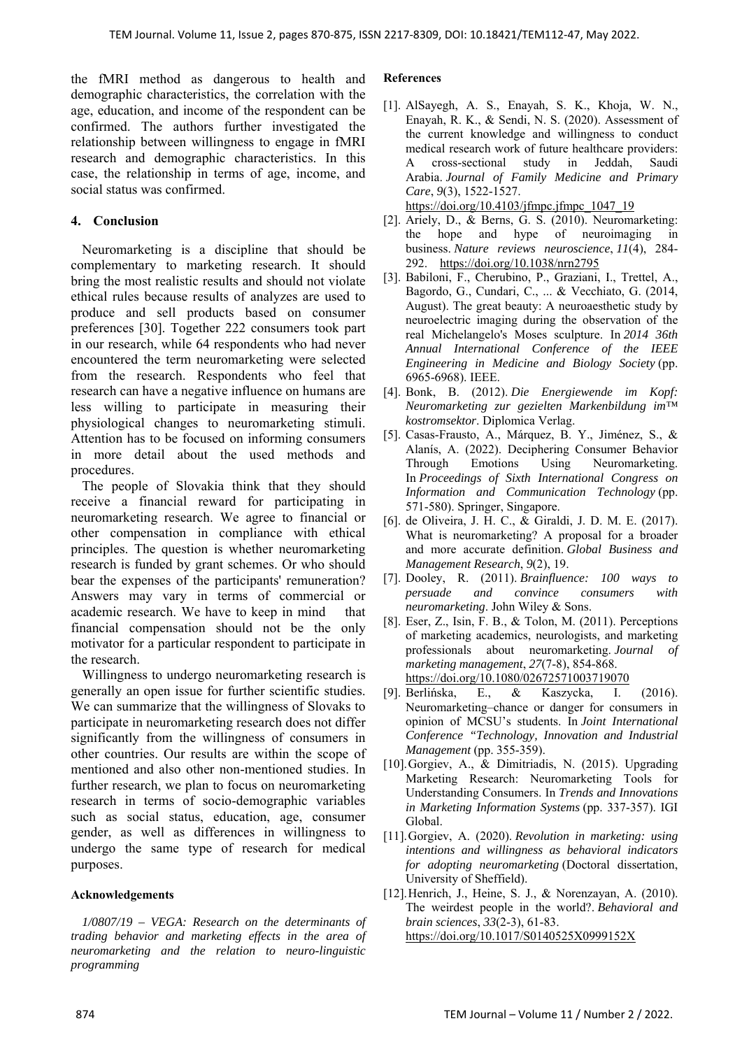the fMRI method as dangerous to health and demographic characteristics, the correlation with the age, education, and income of the respondent can be confirmed. The authors further investigated the relationship between willingness to engage in fMRI research and demographic characteristics. In this case, the relationship in terms of age, income, and social status was confirmed.

## 4. Conclusion

Neuromarketing is a discipline that should be complementary to marketing research. It should bring the most realistic results and should not violate ethical rules because results of analyzes are used to produce and sell products based on consumer preferences [30]. Together 222 consumers took part in our research, while 64 respondents who had never encountered the term neuromarketing were selected from the research. Respondents who feel that research can have a negative influence on humans are less willing to participate in measuring their physiological changes to neuromarketing stimuli. Attention has to be focused on informing consumers in more detail about the used methods and procedures.

The people of Slovakia think that they should receive a financial reward for participating in neuromarketing research. We agree to financial or other compensation in compliance with ethical principles. The question is whether neuromarketing research is funded by grant schemes. Or who should bear the expenses of the participants' remuneration? Answers may vary in terms of commercial or academic research. We have to keep in mind that financial compensation should not be the only motivator for a particular respondent to participate in the research.

Willingness to undergo neuromarketing research is generally an open issue for further scientific studies. We can summarize that the willingness of Slovaks to participate in neuromarketing research does not differ significantly from the willingness of consumers in other countries. Our results are within the scope of mentioned and also other non-mentioned studies. In further research, we plan to focus on neuromarketing research in terms of socio-demographic variables such as social status, education, age, consumer gender, as well as differences in willingness to undergo the same type of research for medical purposes.

### Acknowledgements

*1/0807/19 – VEGA: Research on the determinants of trading behavior and marketing effects in the area of neuromarketing and the relation to neuro-linguistic programming*

### References

[1]. AlSayegh, A. S., Enayah, S. K., Khoja, W. N., Enayah, R. K., & Sendi, N. S. (2020). Assessment of the current knowledge and willingness to conduct medical research work of future healthcare providers: A cross-sectional study in Jeddah, Saudi Arabia. *Journal of Family Medicine and Primary Care*, *9*(3), 1522-1527. https://doi.org/10.4103/jfmpc.jfmpc_1047_19

[2]. Ariely, D., & Berns, G. S. (2010). Neuromarketing: the hope and hype of neuroimaging in business. *Nature reviews neuroscience*, *11*(4), 284-292. https://doi.org/10.1038/nrn2795

[3]. Babiloni, F., Cherubino, P., Graziani, I., Trettel, A., Bagordo, G., Cundari, C., ... & Vecchiato, G. (2014, August). The great beauty: A neuroaesthetic study by neuroelectric imaging during the observation of the real Michelangelo's Moses sculpture. In *2014 36th Annual International Conference of the IEEE Engineering in Medicine and Biology Society* (pp. 6965-6968). IEEE.

[4]. Bonk, B. (2012). *Die Energiewende im Kopf: Neuromarketing zur gezielten Markenbildung im™ kostromsektor*. Diplomica Verlag.

[5]. Casas-Frausto, A., Márquez, B. Y., Jiménez, S., & Alanís, A. (2022). Deciphering Consumer Behavior Through Emotions Using Neuromarketing. In *Proceedings of Sixth International Congress on Information and Communication Technology* (pp. 571-580). Springer, Singapore.

[6]. de Oliveira, J. H. C., & Giraldi, J. D. M. E. (2017). What is neuromarketing? A proposal for a broader and more accurate definition. *Global Business and Management Research*, *9*(2), 19.

[7]. Dooley, R. (2011). *Brainfluence: 100 ways to persuade and convince consumers with neuromarketing*. John Wiley & Sons.

[8]. Eser, Z., Isin, F. B., & Tolon, M. (2011). Perceptions of marketing academics, neurologists, and marketing professionals about neuromarketing. *Journal of marketing management*, *27*(7-8), 854-868. https://doi.org/10.1080/02672571003719070

[9]. Berlińska, E., & Kaszycka, I. (2016). Neuromarketing–chance or danger for consumers in opinion of MCSU's students. In *Joint International Conference "Technology, Innovation and Industrial Management* (pp. 355-359).

[10]. Gorgiev, A., & Dimitriadis, N. (2015). Upgrading Marketing Research: Neuromarketing Tools for Understanding Consumers. In *Trends and Innovations in Marketing Information Systems* (pp. 337-357). IGI Global.

[11]. Gorgiev, A. (2020). *Revolution in marketing: using intentions and willingness as behavioral indicators for adopting neuromarketing* (Doctoral dissertation, University of Sheffield).

[12]. Henrich, J., Heine, S. J., & Norenzayan, A. (2010). The weirdest people in the world?. *Behavioral and brain sciences*, *33*(2-3), 61-83. https://doi.org/10.1017/S0140525X0999152X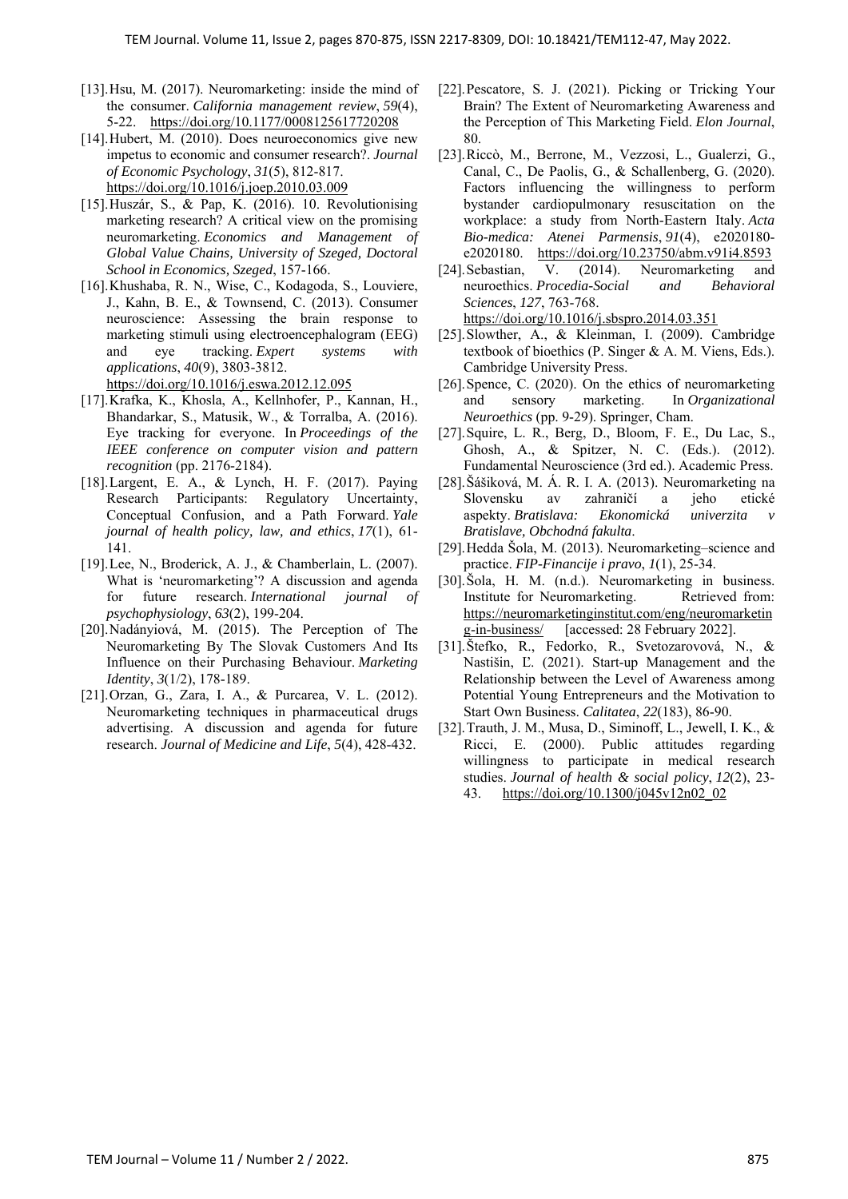[13]. Hsu, M. (2017). Neuromarketing: inside the mind of the consumer. *California management review*, *59*(4), 5-22. https://doi.org/10.1177/0008125617720208

[14]. Hubert, M. (2010). Does neuroeconomics give new impetus to economic and consumer research?. *Journal of Economic Psychology*, *31*(5), 812-817. https://doi.org/10.1016/j.joep.2010.03.009

[15]. Huszár, S., & Pap, K. (2016). 10. Revolutionising marketing research? A critical view on the promising neuromarketing. *Economics and Management of Global Value Chains, University of Szeged, Doctoral School in Economics, Szeged*, 157-166.

[16]. Khushaba, R. N., Wise, C., Kodagoda, S., Louviere, J., Kahn, B. E., & Townsend, C. (2013). Consumer neuroscience: Assessing the brain response to marketing stimuli using electroencephalogram (EEG) and eye tracking. *Expert systems with applications*, *40*(9), 3803-3812. https://doi.org/10.1016/j.eswa.2012.12.095

[17]. Krafka, K., Khosla, A., Kellnhofer, P., Kannan, H., Bhandarkar, S., Matusik, W., & Torralba, A. (2016). Eye tracking for everyone. In *Proceedings of the IEEE conference on computer vision and pattern recognition* (pp. 2176-2184).

[18]. Largent, E. A., & Lynch, H. F. (2017). Paying Research Participants: Regulatory Uncertainty, Conceptual Confusion, and a Path Forward. *Yale journal of health policy, law, and ethics*, *17*(1), 61-141.

[19]. Lee, N., Broderick, A. J., & Chamberlain, L. (2007). What is 'neuromarketing'? A discussion and agenda for future research. *International journal of psychophysiology*, *63*(2), 199-204.

[20]. Nadányiová, M. (2015). The Perception of The Neuromarketing By The Slovak Customers And Its Influence on their Purchasing Behaviour. *Marketing Identity*, *3*(1/2), 178-189.

[21]. Orzan, G., Zara, I. A., & Purcarea, V. L. (2012). Neuromarketing techniques in pharmaceutical drugs advertising. A discussion and agenda for future research. *Journal of Medicine and Life*, *5*(4), 428-432.

[22]. Pescatore, S. J. (2021). Picking or Tricking Your Brain? The Extent of Neuromarketing Awareness and the Perception of This Marketing Field. *Elon Journal*, 80.

[23]. Riccò, M., Berrone, M., Vezzosi, L., Gualerzi, G., Canal, C., De Paolis, G., & Schallenberg, G. (2020). Factors influencing the willingness to perform bystander cardiopulmonary resuscitation on the workplace: a study from North-Eastern Italy. *Acta Bio-medica: Atenei Parmensis*, *91*(4), e2020180-e2020180. https://doi.org/10.23750/abm.v91i4.8593

[24]. Sebastian, V. (2014). Neuromarketing and neuroethics. *Procedia-Social and Behavioral Sciences*, *127*, 763-768. https://doi.org/10.1016/j.sbspro.2014.03.351

[25]. Slowther, A., & Kleinman, I. (2009). Cambridge textbook of bioethics (P. Singer & A. M. Viens, Eds.). Cambridge University Press.

[26]. Spence, C. (2020). On the ethics of neuromarketing and sensory marketing. In *Organizational Neuroethics* (pp. 9-29). Springer, Cham.

[27]. Squire, L. R., Berg, D., Bloom, F. E., Du Lac, S., Ghosh, A., & Spitzer, N. C. (Eds.). (2012). Fundamental Neuroscience (3rd ed.). Academic Press.

[28]. Šášiková, M. Á. R. I. A. (2013). Neuromarketing na Slovensku av zahraničí a jeho etické aspekty. *Bratislava: Ekonomická univerzita v Bratislave, Obchodná fakulta*.

[29]. Hedda Šola, M. (2013). Neuromarketing–science and practice. *FIP-Financije i pravo*, *1*(1), 25-34.

[30]. Šola, H. M. (n.d.). Neuromarketing in business. Institute for Neuromarketing. Retrieved from: https://neuromarketinginstitut.com/eng/neuromarketing-in-business/ [accessed: 28 February 2022].

[31]. Štefko, R., Fedorko, R., Svetozarovová, N., & Nastišin, Ľ. (2021). Start-up Management and the Relationship between the Level of Awareness among Potential Young Entrepreneurs and the Motivation to Start Own Business. *Calitatea*, *22*(183), 86-90.

[32]. Trauth, J. M., Musa, D., Siminoff, L., Jewell, I. K., & Ricci, E. (2000). Public attitudes regarding willingness to participate in medical research studies. *Journal of health & social policy*, *12*(2), 23-43. https://doi.org/10.1300/j045v12n02_02